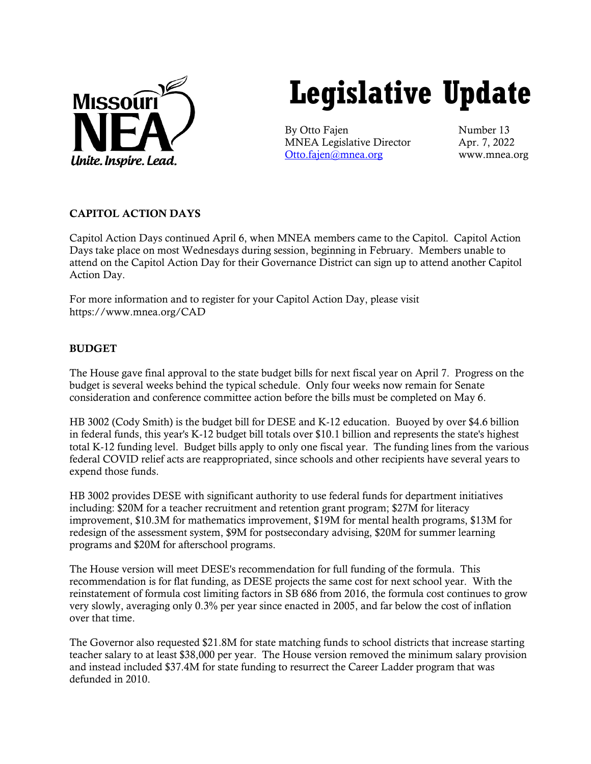Missouri NEA
*Unite. Inspire. Lead.*

# Legislative Update

By Otto Fajen
MNEA Legislative Director
Otto.fajen@mnea.org

Number 13
Apr. 7, 2022
www.mnea.org

## CAPITOL ACTION DAYS

Capitol Action Days continued April 6, when MNEA members came to the Capitol. Capitol Action Days take place on most Wednesdays during session, beginning in February. Members unable to attend on the Capitol Action Day for their Governance District can sign up to attend another Capitol Action Day.

For more information and to register for your Capitol Action Day, please visit https://www.mnea.org/CAD

## BUDGET

The House gave final approval to the state budget bills for next fiscal year on April 7. Progress on the budget is several weeks behind the typical schedule. Only four weeks now remain for Senate consideration and conference committee action before the bills must be completed on May 6.

HB 3002 (Cody Smith) is the budget bill for DESE and K-12 education. Buoyed by over $4.6 billion in federal funds, this year's K-12 budget bill totals over $10.1 billion and represents the state's highest total K-12 funding level. Budget bills apply to only one fiscal year. The funding lines from the various federal COVID relief acts are reappropriated, since schools and other recipients have several years to expend those funds.

HB 3002 provides DESE with significant authority to use federal funds for department initiatives including: $20M for a teacher recruitment and retention grant program; $27M for literacy improvement, $10.3M for mathematics improvement, $19M for mental health programs, $13M for redesign of the assessment system, $9M for postsecondary advising, $20M for summer learning programs and $20M for afterschool programs.

The House version will meet DESE's recommendation for full funding of the formula. This recommendation is for flat funding, as DESE projects the same cost for next school year. With the reinstatement of formula cost limiting factors in SB 686 from 2016, the formula cost continues to grow very slowly, averaging only 0.3% per year since enacted in 2005, and far below the cost of inflation over that time.

The Governor also requested $21.8M for state matching funds to school districts that increase starting teacher salary to at least $38,000 per year. The House version removed the minimum salary provision and instead included $37.4M for state funding to resurrect the Career Ladder program that was defunded in 2010.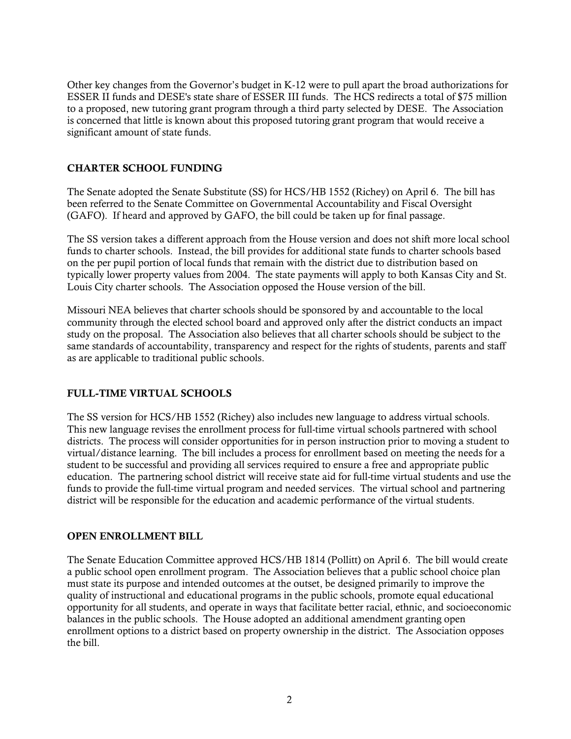Other key changes from the Governor's budget in K-12 were to pull apart the broad authorizations for ESSER II funds and DESE's state share of ESSER III funds. The HCS redirects a total of $75 million to a proposed, new tutoring grant program through a third party selected by DESE. The Association is concerned that little is known about this proposed tutoring grant program that would receive a significant amount of state funds.

## CHARTER SCHOOL FUNDING

The Senate adopted the Senate Substitute (SS) for HCS/HB 1552 (Richey) on April 6. The bill has been referred to the Senate Committee on Governmental Accountability and Fiscal Oversight (GAFO). If heard and approved by GAFO, the bill could be taken up for final passage.

The SS version takes a different approach from the House version and does not shift more local school funds to charter schools. Instead, the bill provides for additional state funds to charter schools based on the per pupil portion of local funds that remain with the district due to distribution based on typically lower property values from 2004. The state payments will apply to both Kansas City and St. Louis City charter schools. The Association opposed the House version of the bill.

Missouri NEA believes that charter schools should be sponsored by and accountable to the local community through the elected school board and approved only after the district conducts an impact study on the proposal. The Association also believes that all charter schools should be subject to the same standards of accountability, transparency and respect for the rights of students, parents and staff as are applicable to traditional public schools.

## FULL-TIME VIRTUAL SCHOOLS

The SS version for HCS/HB 1552 (Richey) also includes new language to address virtual schools. This new language revises the enrollment process for full-time virtual schools partnered with school districts. The process will consider opportunities for in person instruction prior to moving a student to virtual/distance learning. The bill includes a process for enrollment based on meeting the needs for a student to be successful and providing all services required to ensure a free and appropriate public education. The partnering school district will receive state aid for full-time virtual students and use the funds to provide the full-time virtual program and needed services. The virtual school and partnering district will be responsible for the education and academic performance of the virtual students.

## OPEN ENROLLMENT BILL

The Senate Education Committee approved HCS/HB 1814 (Pollitt) on April 6. The bill would create a public school open enrollment program. The Association believes that a public school choice plan must state its purpose and intended outcomes at the outset, be designed primarily to improve the quality of instructional and educational programs in the public schools, promote equal educational opportunity for all students, and operate in ways that facilitate better racial, ethnic, and socioeconomic balances in the public schools. The House adopted an additional amendment granting open enrollment options to a district based on property ownership in the district. The Association opposes the bill.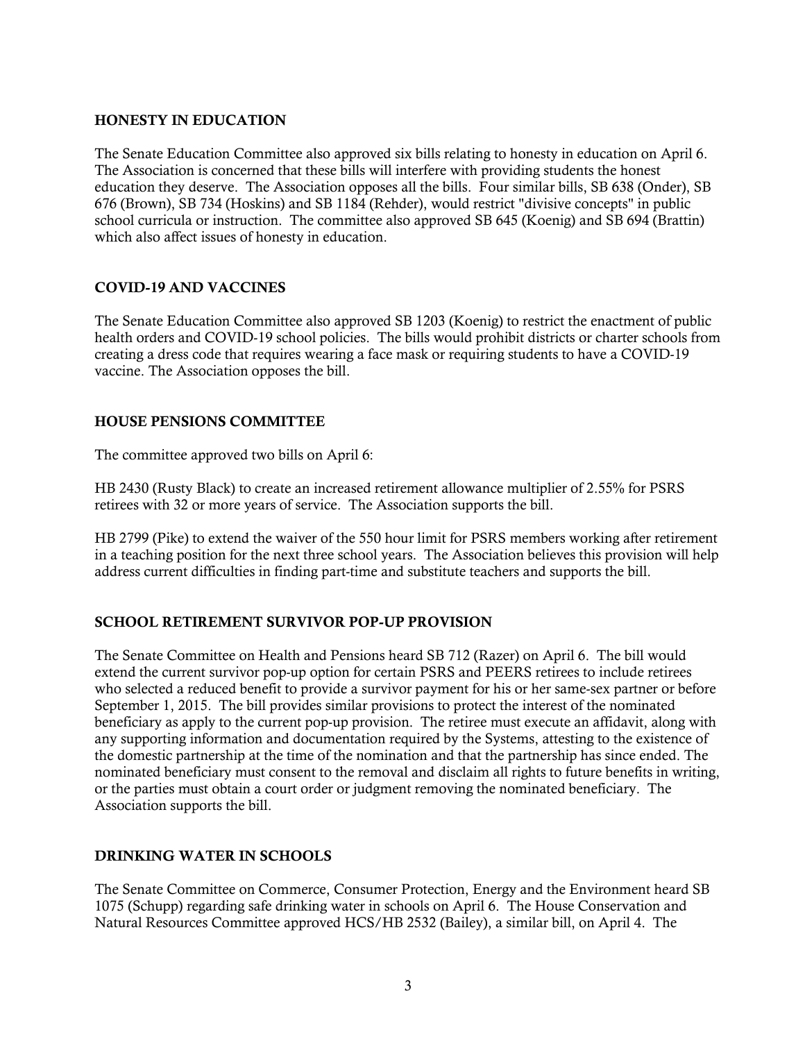## HONESTY IN EDUCATION

The Senate Education Committee also approved six bills relating to honesty in education on April 6. The Association is concerned that these bills will interfere with providing students the honest education they deserve. The Association opposes all the bills. Four similar bills, SB 638 (Onder), SB 676 (Brown), SB 734 (Hoskins) and SB 1184 (Rehder), would restrict "divisive concepts" in public school curricula or instruction. The committee also approved SB 645 (Koenig) and SB 694 (Brattin) which also affect issues of honesty in education.

## COVID-19 AND VACCINES

The Senate Education Committee also approved SB 1203 (Koenig) to restrict the enactment of public health orders and COVID-19 school policies. The bills would prohibit districts or charter schools from creating a dress code that requires wearing a face mask or requiring students to have a COVID-19 vaccine. The Association opposes the bill.

## HOUSE PENSIONS COMMITTEE

The committee approved two bills on April 6:

HB 2430 (Rusty Black) to create an increased retirement allowance multiplier of 2.55% for PSRS retirees with 32 or more years of service. The Association supports the bill.

HB 2799 (Pike) to extend the waiver of the 550 hour limit for PSRS members working after retirement in a teaching position for the next three school years. The Association believes this provision will help address current difficulties in finding part-time and substitute teachers and supports the bill.

## SCHOOL RETIREMENT SURVIVOR POP-UP PROVISION

The Senate Committee on Health and Pensions heard SB 712 (Razer) on April 6. The bill would extend the current survivor pop-up option for certain PSRS and PEERS retirees to include retirees who selected a reduced benefit to provide a survivor payment for his or her same-sex partner or before September 1, 2015. The bill provides similar provisions to protect the interest of the nominated beneficiary as apply to the current pop-up provision. The retiree must execute an affidavit, along with any supporting information and documentation required by the Systems, attesting to the existence of the domestic partnership at the time of the nomination and that the partnership has since ended. The nominated beneficiary must consent to the removal and disclaim all rights to future benefits in writing, or the parties must obtain a court order or judgment removing the nominated beneficiary. The Association supports the bill.

## DRINKING WATER IN SCHOOLS

The Senate Committee on Commerce, Consumer Protection, Energy and the Environment heard SB 1075 (Schupp) regarding safe drinking water in schools on April 6. The House Conservation and Natural Resources Committee approved HCS/HB 2532 (Bailey), a similar bill, on April 4. The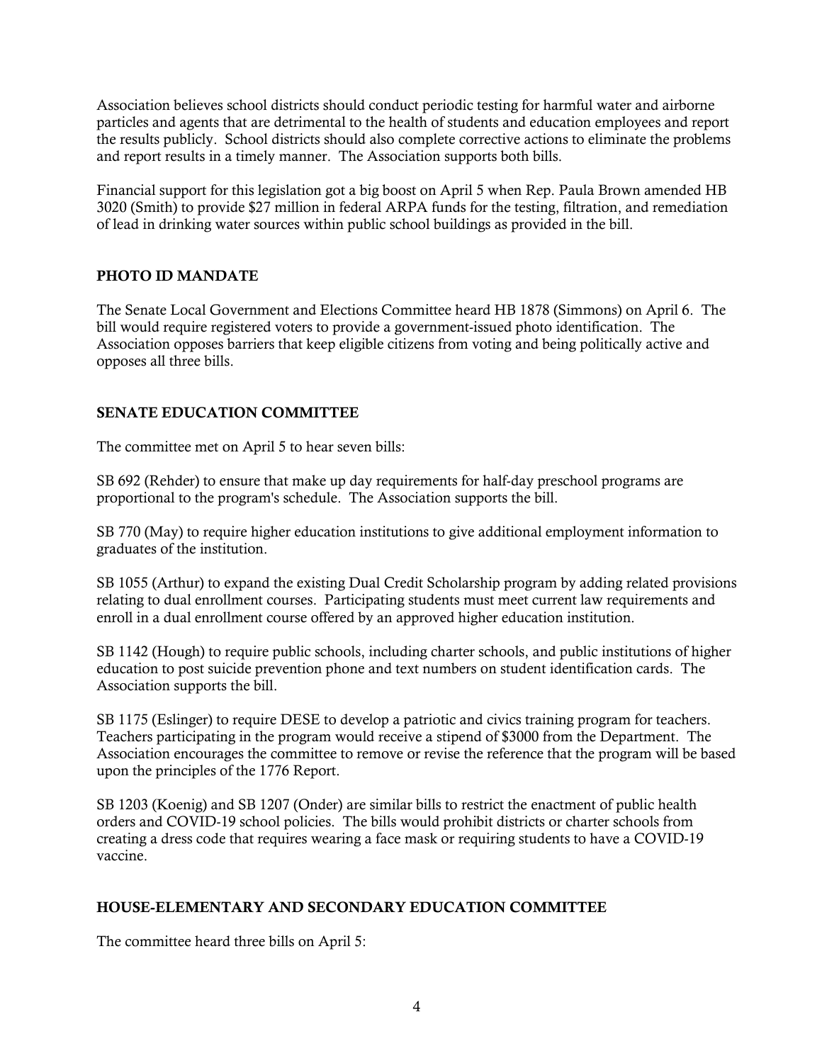Association believes school districts should conduct periodic testing for harmful water and airborne particles and agents that are detrimental to the health of students and education employees and report the results publicly. School districts should also complete corrective actions to eliminate the problems and report results in a timely manner. The Association supports both bills.

Financial support for this legislation got a big boost on April 5 when Rep. Paula Brown amended HB 3020 (Smith) to provide $27 million in federal ARPA funds for the testing, filtration, and remediation of lead in drinking water sources within public school buildings as provided in the bill.

## PHOTO ID MANDATE

The Senate Local Government and Elections Committee heard HB 1878 (Simmons) on April 6. The bill would require registered voters to provide a government-issued photo identification. The Association opposes barriers that keep eligible citizens from voting and being politically active and opposes all three bills.

## SENATE EDUCATION COMMITTEE

The committee met on April 5 to hear seven bills:

SB 692 (Rehder) to ensure that make up day requirements for half-day preschool programs are proportional to the program's schedule. The Association supports the bill.

SB 770 (May) to require higher education institutions to give additional employment information to graduates of the institution.

SB 1055 (Arthur) to expand the existing Dual Credit Scholarship program by adding related provisions relating to dual enrollment courses. Participating students must meet current law requirements and enroll in a dual enrollment course offered by an approved higher education institution.

SB 1142 (Hough) to require public schools, including charter schools, and public institutions of higher education to post suicide prevention phone and text numbers on student identification cards. The Association supports the bill.

SB 1175 (Eslinger) to require DESE to develop a patriotic and civics training program for teachers. Teachers participating in the program would receive a stipend of $3000 from the Department. The Association encourages the committee to remove or revise the reference that the program will be based upon the principles of the 1776 Report.

SB 1203 (Koenig) and SB 1207 (Onder) are similar bills to restrict the enactment of public health orders and COVID-19 school policies. The bills would prohibit districts or charter schools from creating a dress code that requires wearing a face mask or requiring students to have a COVID-19 vaccine.

## HOUSE-ELEMENTARY AND SECONDARY EDUCATION COMMITTEE

The committee heard three bills on April 5: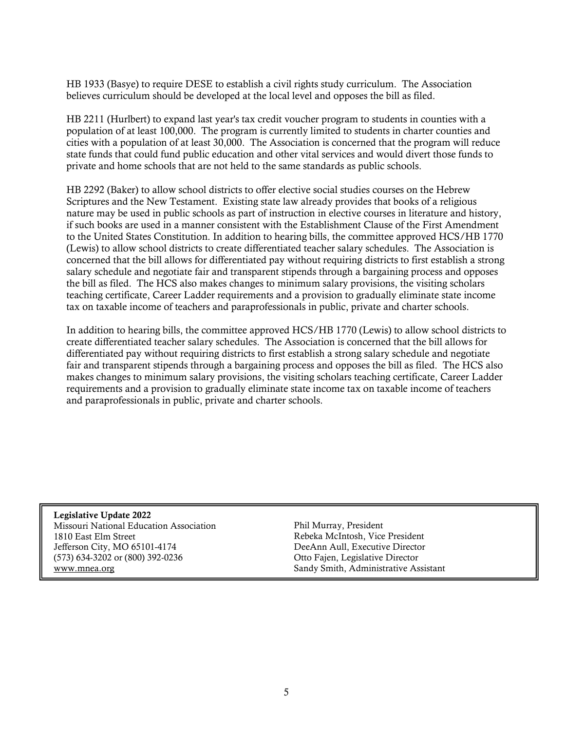HB 1933 (Basye) to require DESE to establish a civil rights study curriculum. The Association believes curriculum should be developed at the local level and opposes the bill as filed.

HB 2211 (Hurlbert) to expand last year's tax credit voucher program to students in counties with a population of at least 100,000. The program is currently limited to students in charter counties and cities with a population of at least 30,000. The Association is concerned that the program will reduce state funds that could fund public education and other vital services and would divert those funds to private and home schools that are not held to the same standards as public schools.

HB 2292 (Baker) to allow school districts to offer elective social studies courses on the Hebrew Scriptures and the New Testament. Existing state law already provides that books of a religious nature may be used in public schools as part of instruction in elective courses in literature and history, if such books are used in a manner consistent with the Establishment Clause of the First Amendment to the United States Constitution. In addition to hearing bills, the committee approved HCS/HB 1770 (Lewis) to allow school districts to create differentiated teacher salary schedules. The Association is concerned that the bill allows for differentiated pay without requiring districts to first establish a strong salary schedule and negotiate fair and transparent stipends through a bargaining process and opposes the bill as filed. The HCS also makes changes to minimum salary provisions, the visiting scholars teaching certificate, Career Ladder requirements and a provision to gradually eliminate state income tax on taxable income of teachers and paraprofessionals in public, private and charter schools.

In addition to hearing bills, the committee approved HCS/HB 1770 (Lewis) to allow school districts to create differentiated teacher salary schedules. The Association is concerned that the bill allows for differentiated pay without requiring districts to first establish a strong salary schedule and negotiate fair and transparent stipends through a bargaining process and opposes the bill as filed. The HCS also makes changes to minimum salary provisions, the visiting scholars teaching certificate, Career Ladder requirements and a provision to gradually eliminate state income tax on taxable income of teachers and paraprofessionals in public, private and charter schools.

**Legislative Update 2022**
Missouri National Education Association
1810 East Elm Street
Jefferson City, MO 65101-4174
(573) 634-3202 or (800) 392-0236
www.mnea.org

Phil Murray, President
Rebeka McIntosh, Vice President
DeeAnn Aull, Executive Director
Otto Fajen, Legislative Director
Sandy Smith, Administrative Assistant